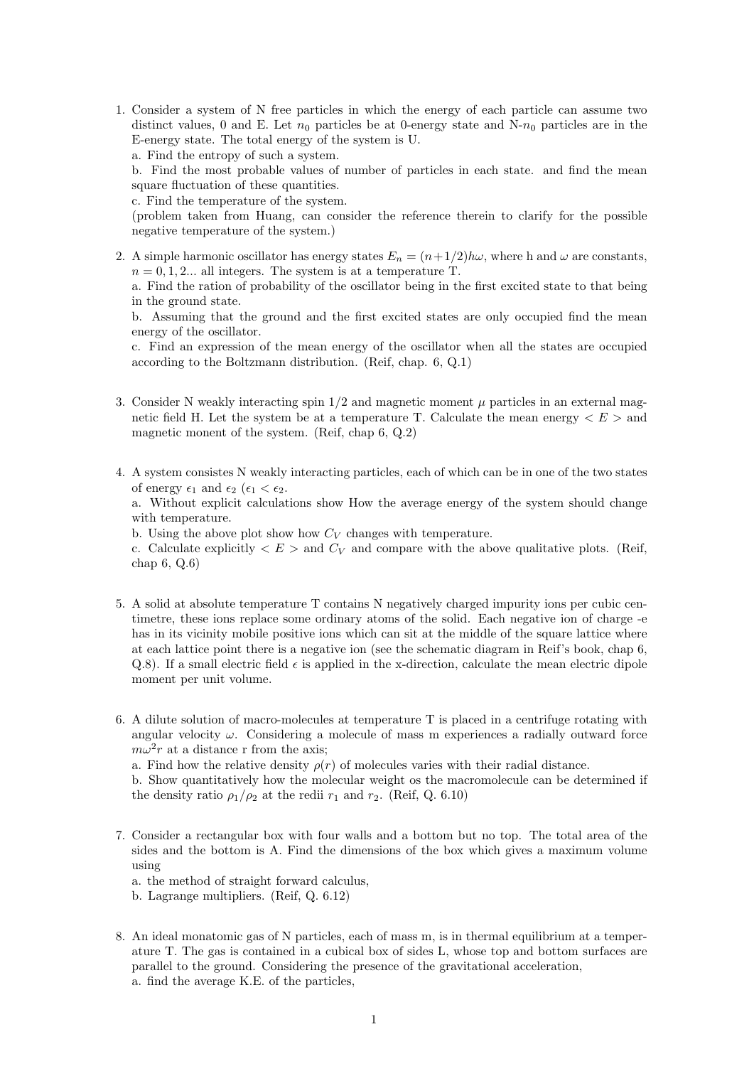1. Consider a system of N free particles in which the energy of each particle can assume two distinct values, 0 and E. Let $n_0$ particles be at 0-energy state and N-$n_0$ particles are in the E-energy state. The total energy of the system is U.
   a. Find the entropy of such a system.
   b. Find the most probable values of number of particles in each state. and find the mean square fluctuation of these quantities.
   c. Find the temperature of the system.
   (problem taken from Huang, can consider the reference therein to clarify for the possible negative temperature of the system.)

2. A simple harmonic oscillator has energy states $E_n = (n+1/2)h\omega$, where h and $\omega$ are constants, $n = 0, 1, 2...$ all integers. The system is at a temperature T.
   a. Find the ration of probability of the oscillator being in the first excited state to that being in the ground state.
   b. Assuming that the ground and the first excited states are only occupied find the mean energy of the oscillator.
   c. Find an expression of the mean energy of the oscillator when all the states are occupied according to the Boltzmann distribution. (Reif, chap. 6, Q.1)

3. Consider N weakly interacting spin 1/2 and magnetic moment $\mu$ particles in an external magnetic field H. Let the system be at a temperature T. Calculate the mean energy $< E >$ and magnetic monent of the system. (Reif, chap 6, Q.2)

4. A system consistes N weakly interacting particles, each of which can be in one of the two states of energy $\epsilon_1$ and $\epsilon_2$ ($\epsilon_1 < \epsilon_2$.
   a. Without explicit calculations show How the average energy of the system should change with temperature.
   b. Using the above plot show how $C_V$ changes with temperature.
   c. Calculate explicitly $< E >$ and $C_V$ and compare with the above qualitative plots. (Reif, chap 6, Q.6)

5. A solid at absolute temperature T contains N negatively charged impurity ions per cubic centimetre, these ions replace some ordinary atoms of the solid. Each negative ion of charge -e has in its vicinity mobile positive ions which can sit at the middle of the square lattice where at each lattice point there is a negative ion (see the schematic diagram in Reif's book, chap 6, Q.8). If a small electric field $\epsilon$ is applied in the x-direction, calculate the mean electric dipole moment per unit volume.

6. A dilute solution of macro-molecules at temperature T is placed in a centrifuge rotating with angular velocity $\omega$. Considering a molecule of mass m experiences a radially outward force $m\omega^2 r$ at a distance r from the axis;
   a. Find how the relative density $\rho(r)$ of molecules varies with their radial distance.
   b. Show quantitatively how the molecular weight os the macromolecule can be determined if the density ratio $\rho_1/\rho_2$ at the redii $r_1$ and $r_2$. (Reif, Q. 6.10)

7. Consider a rectangular box with four walls and a bottom but no top. The total area of the sides and the bottom is A. Find the dimensions of the box which gives a maximum volume using
   a. the method of straight forward calculus,
   b. Lagrange multipliers. (Reif, Q. 6.12)

8. An ideal monatomic gas of N particles, each of mass m, is in thermal equilibrium at a temperature T. The gas is contained in a cubical box of sides L, whose top and bottom surfaces are parallel to the ground. Considering the presence of the gravitational acceleration,
   a. find the average K.E. of the particles,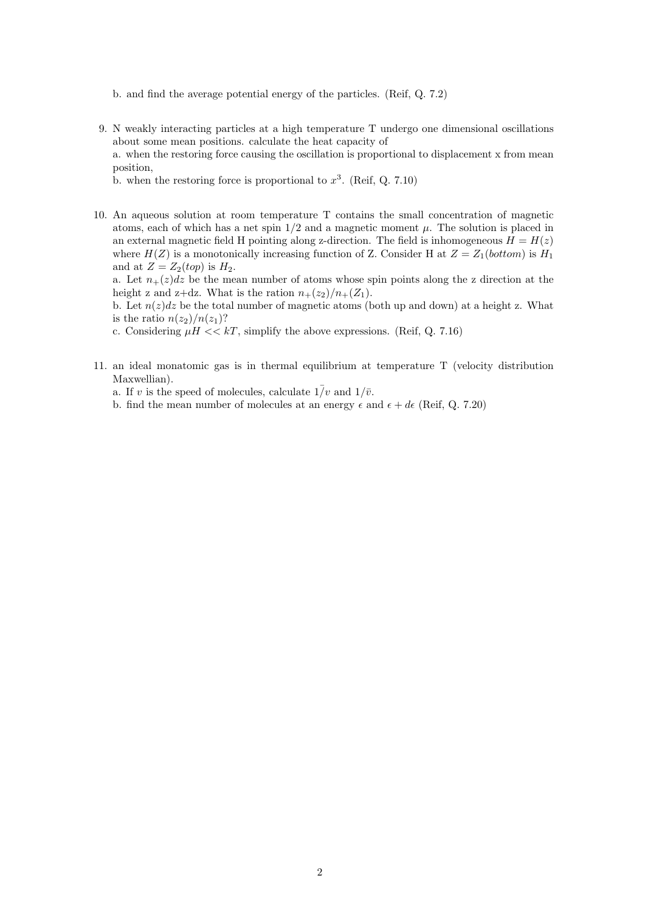b. and find the average potential energy of the particles. (Reif, Q. 7.2)

9. N weakly interacting particles at a high temperature T undergo one dimensional oscillations about some mean positions. calculate the heat capacity of
   a. when the restoring force causing the oscillation is proportional to displacement x from mean position,
   b. when the restoring force is proportional to $x^3$. (Reif, Q. 7.10)

10. An aqueous solution at room temperature T contains the small concentration of magnetic atoms, each of which has a net spin 1/2 and a magnetic moment $\mu$. The solution is placed in an external magnetic field H pointing along z-direction. The field is inhomogeneous $H = H(z)$ where $H(Z)$ is a monotonically increasing function of Z. Consider H at $Z = Z_1(bottom)$ is $H_1$ and at $Z = Z_2(top)$ is $H_2$.
    a. Let $n_+(z)dz$ be the mean number of atoms whose spin points along the z direction at the height z and z+dz. What is the ration $n_+(z_2)/n_+(Z_1)$.
    b. Let $n(z)dz$ be the total number of magnetic atoms (both up and down) at a height z. What is the ratio $n(z_2)/n(z_1)$?
    c. Considering $\mu H << kT$, simplify the above expressions. (Reif, Q. 7.16)

11. an ideal monatomic gas is in thermal equilibrium at temperature T (velocity distribution Maxwellian).
    a. If $v$ is the speed of molecules, calculate $\bar{1/v}$ and $1/\bar{v}$.
    b. find the mean number of molecules at an energy $\epsilon$ and $\epsilon + d\epsilon$ (Reif, Q. 7.20)